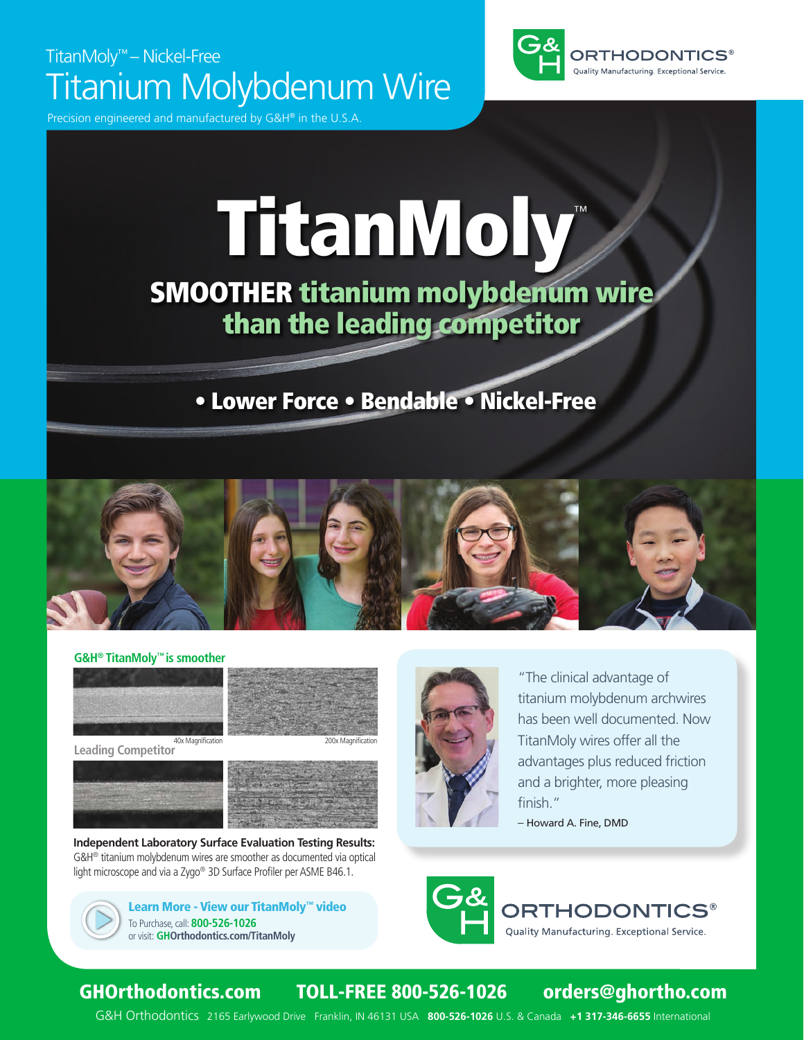TitanMoly™ – Nickel-Free

# Titanium Molybdenum Wire

Precision engineered and manufactured by G&H® in the U.S.A.

G&H ORTHODONTICS® Quality Manufacturing. Exceptional Service.

# TitanMoly™

## SMOOTHER titanium molybdenum wire than the leading competitor

• Lower Force • Bendable • Nickel-Free

**G&H® TitanMoly™ is smoother**

40x Magnification

200x Magnification

**Leading Competitor**

**Independent Laboratory Surface Evaluation Testing Results:** G&H® titanium molybdenum wires are smoother as documented via optical light microscope and via a Zygo® 3D Surface Profiler per ASME B46.1.

"The clinical advantage of titanium molybdenum archwires has been well documented. Now TitanMoly wires offer all the advantages plus reduced friction and a brighter, more pleasing finish."

– Howard A. Fine, DMD

**Learn More - View our TitanMoly™ video**

To Purchase, call: **800-526-1026**

or visit: **GHOrthodontics.com/TitanMoly**

G&H ORTHODONTICS® Quality Manufacturing. Exceptional Service.

**GHOrthodontics.com** **TOLL-FREE 800-526-1026** **orders@ghortho.com**

G&H Orthodontics 2165 Earlywood Drive Franklin, IN 46131 USA **800-526-1026** U.S. & Canada **+1 317-346-6655** International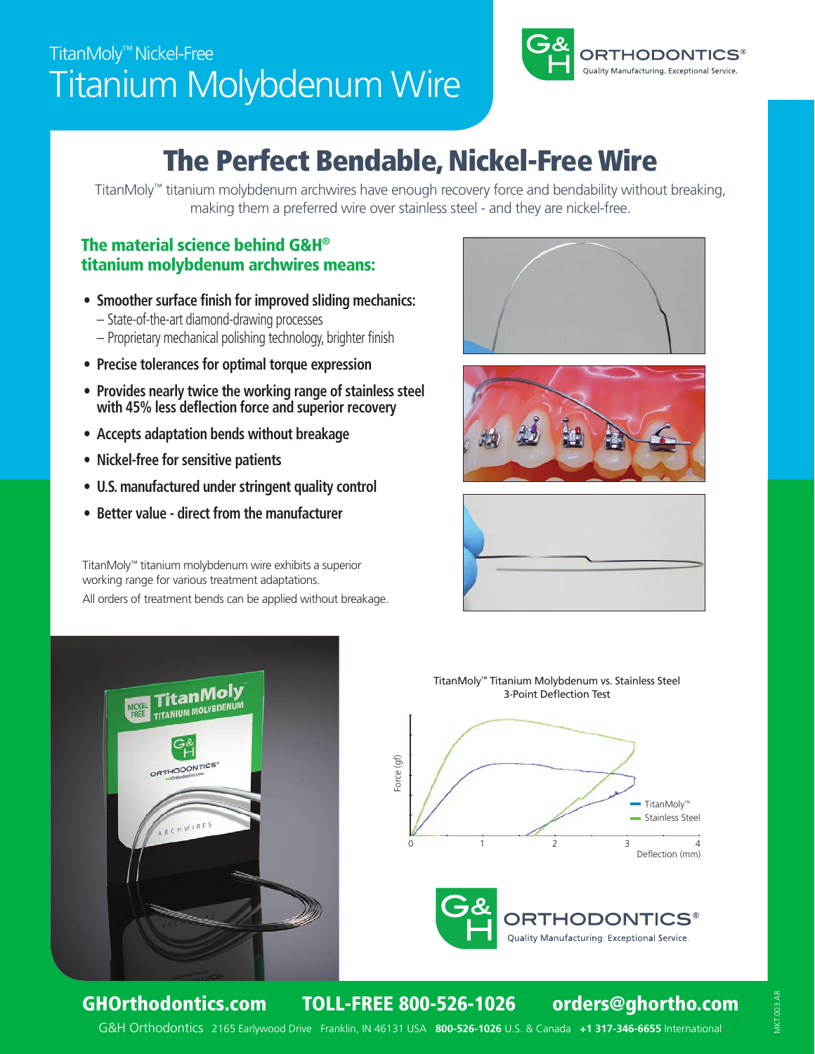TitanMoly™ Nickel-Free

# Titanium Molybdenum Wire

G&H ORTHODONTICS®
Quality Manufacturing. Exceptional Service.

## The Perfect Bendable, Nickel-Free Wire

TitanMoly™ titanium molybdenum archwires have enough recovery force and bendability without breaking, making them a preferred wire over stainless steel - and they are nickel-free.

### The material science behind G&H® titanium molybdenum archwires means:

- **Smoother surface finish for improved sliding mechanics:**
  - State-of-the-art diamond-drawing processes
  - Proprietary mechanical polishing technology, brighter finish
- **Precise tolerances for optimal torque expression**
- **Provides nearly twice the working range of stainless steel with 45% less deflection force and superior recovery**
- **Accepts adaptation bends without breakage**
- **Nickel-free for sensitive patients**
- **U.S. manufactured under stringent quality control**
- **Better value - direct from the manufacturer**

TitanMoly™ titanium molybdenum wire exhibits a superior working range for various treatment adaptations.

All orders of treatment bends can be applied without breakage.

TitanMoly™ Titanium Molybdenum vs. Stainless Steel
3-Point Deflection Test

Force (gf)

0
1
2
3
4
Deflection (mm)

TitanMoly™
Stainless Steel

G&H ORTHODONTICS®
Quality Manufacturing. Exceptional Service.

**GHOrthodontics.com** **TOLL-FREE 800-526-1026** **orders@ghortho.com**

G&H Orthodontics 2165 Earlywood Drive Franklin, IN 46131 USA **800-526-1026** U.S. & Canada **+1 317-346-6655** International

MKT.003.AR